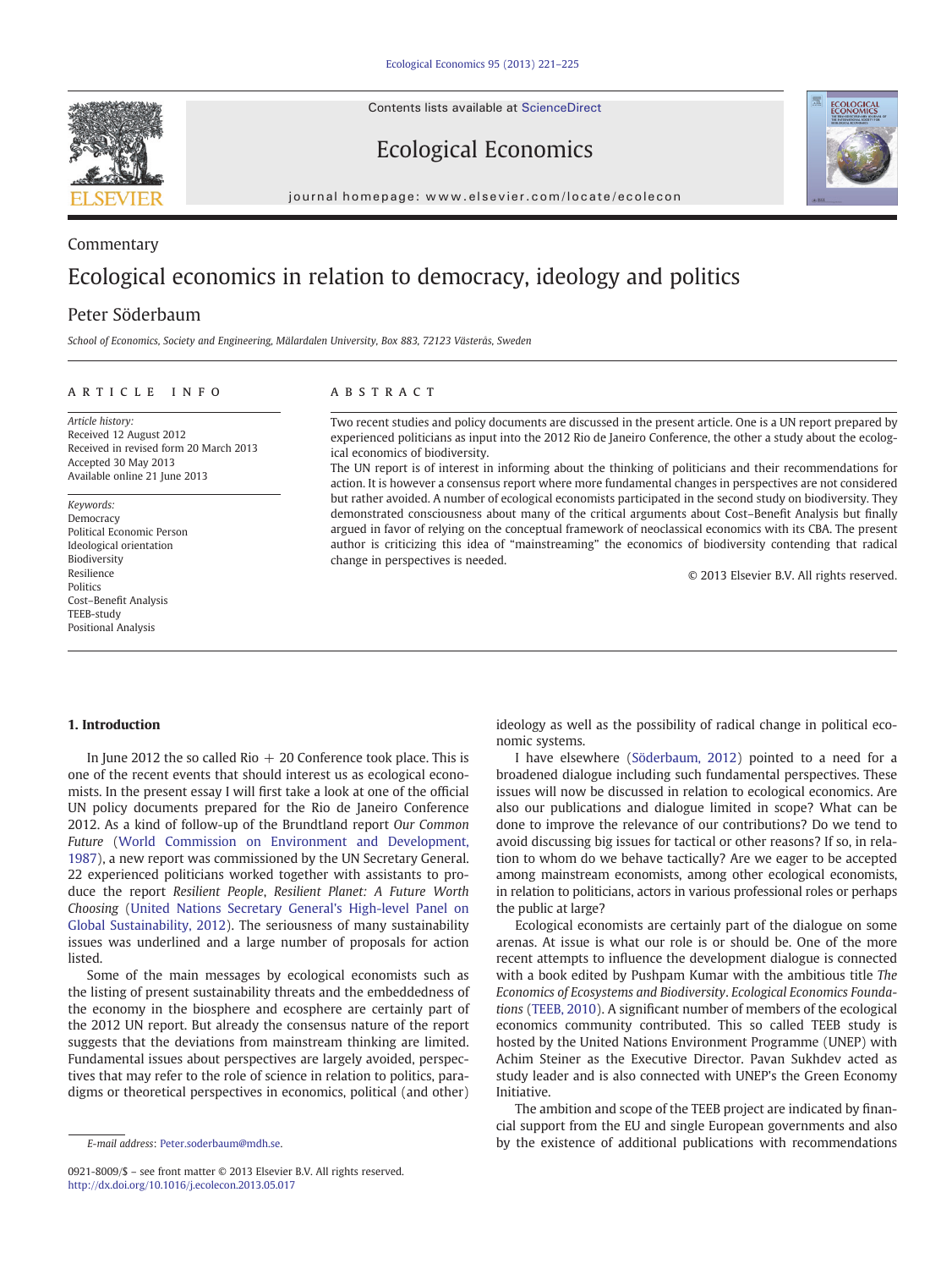Commentary

# Ecological economics in relation to democracy, ideology and politics

Peter Söderbaum

*School of Economics, Society and Engineering, Mälardalen University, Box 883, 72123 Västerås, Sweden*

## ARTICLE INFO

*Article history:*
Received 12 August 2012
Received in revised form 20 March 2013
Accepted 30 May 2013
Available online 21 June 2013

*Keywords:*
Democracy
Political Economic Person
Ideological orientation
Biodiversity
Resilience
Politics
Cost–Benefit Analysis
TEEB-study
Positional Analysis

## ABSTRACT

Two recent studies and policy documents are discussed in the present article. One is a UN report prepared by experienced politicians as input into the 2012 Rio de Janeiro Conference, the other a study about the ecological economics of biodiversity.

The UN report is of interest in informing about the thinking of politicians and their recommendations for action. It is however a consensus report where more fundamental changes in perspectives are not considered but rather avoided. A number of ecological economists participated in the second study on biodiversity. They demonstrated consciousness about many of the critical arguments about Cost–Benefit Analysis but finally argued in favor of relying on the conceptual framework of neoclassical economics with its CBA. The present author is criticizing this idea of "mainstreaming" the economics of biodiversity contending that radical change in perspectives is needed.

© 2013 Elsevier B.V. All rights reserved.

## 1. Introduction

In June 2012 the so called Rio + 20 Conference took place. This is one of the recent events that should interest us as ecological economists. In the present essay I will first take a look at one of the official UN policy documents prepared for the Rio de Janeiro Conference 2012. As a kind of follow-up of the Brundtland report *Our Common Future* (World Commission on Environment and Development, 1987), a new report was commissioned by the UN Secretary General. 22 experienced politicians worked together with assistants to produce the report *Resilient People, Resilient Planet: A Future Worth Choosing* (United Nations Secretary General's High-level Panel on Global Sustainability, 2012). The seriousness of many sustainability issues was underlined and a large number of proposals for action listed.

Some of the main messages by ecological economists such as the listing of present sustainability threats and the embeddedness of the economy in the biosphere and ecosphere are certainly part of the 2012 UN report. But already the consensus nature of the report suggests that the deviations from mainstream thinking are limited. Fundamental issues about perspectives are largely avoided, perspectives that may refer to the role of science in relation to politics, paradigms or theoretical perspectives in economics, political (and other) ideology as well as the possibility of radical change in political economic systems.

I have elsewhere (Söderbaum, 2012) pointed to a need for a broadened dialogue including such fundamental perspectives. These issues will now be discussed in relation to ecological economics. Are also our publications and dialogue limited in scope? What can be done to improve the relevance of our contributions? Do we tend to avoid discussing big issues for tactical or other reasons? If so, in relation to whom do we behave tactically? Are we eager to be accepted among mainstream economists, among other ecological economists, in relation to politicians, actors in various professional roles or perhaps the public at large?

Ecological economists are certainly part of the dialogue on some arenas. At issue is what our role is or should be. One of the more recent attempts to influence the development dialogue is connected with a book edited by Pushpam Kumar with the ambitious title *The Economics of Ecosystems and Biodiversity. Ecological Economics Foundations* (TEEB, 2010). A significant number of members of the ecological economics community contributed. This so called TEEB study is hosted by the United Nations Environment Programme (UNEP) with Achim Steiner as the Executive Director. Pavan Sukhdev acted as study leader and is also connected with UNEP's the Green Economy Initiative.

The ambition and scope of the TEEB project are indicated by financial support from the EU and single European governments and also by the existence of additional publications with recommendations

E-mail address: Peter.soderbaum@mdh.se.

0921-8009/$ – see front matter © 2013 Elsevier B.V. All rights reserved.
http://dx.doi.org/10.1016/j.ecolecon.2013.05.017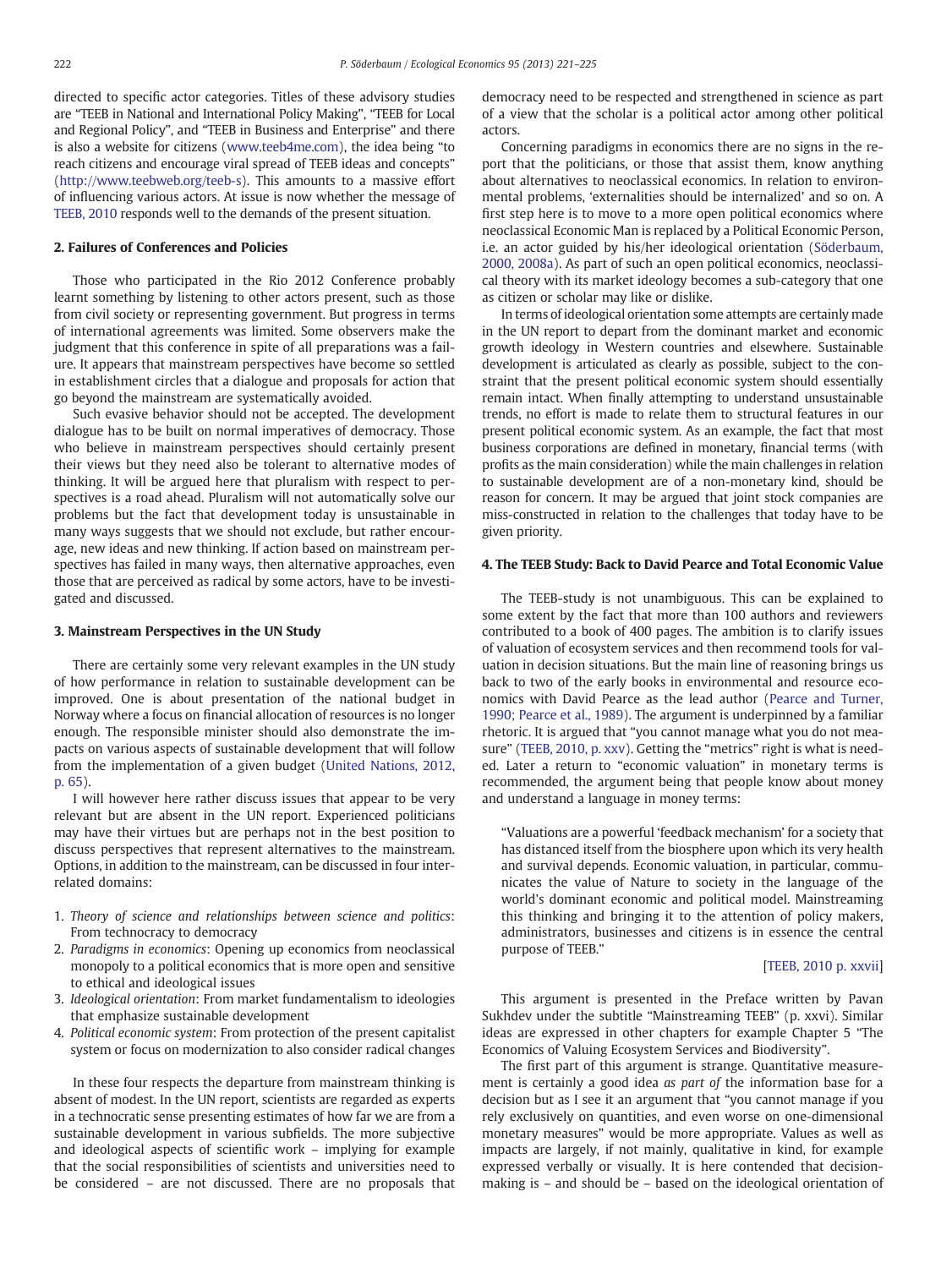directed to specific actor categories. Titles of these advisory studies are "TEEB in National and International Policy Making", "TEEB for Local and Regional Policy", and "TEEB in Business and Enterprise" and there is also a website for citizens (www.teeb4me.com), the idea being "to reach citizens and encourage viral spread of TEEB ideas and concepts" (http://www.teebweb.org/teeb-s). This amounts to a massive effort of influencing various actors. At issue is now whether the message of TEEB, 2010 responds well to the demands of the present situation.

## 2. Failures of Conferences and Policies

Those who participated in the Rio 2012 Conference probably learnt something by listening to other actors present, such as those from civil society or representing government. But progress in terms of international agreements was limited. Some observers make the judgment that this conference in spite of all preparations was a failure. It appears that mainstream perspectives have become so settled in establishment circles that a dialogue and proposals for action that go beyond the mainstream are systematically avoided.

Such evasive behavior should not be accepted. The development dialogue has to be built on normal imperatives of democracy. Those who believe in mainstream perspectives should certainly present their views but they need also be tolerant to alternative modes of thinking. It will be argued here that pluralism with respect to perspectives is a road ahead. Pluralism will not automatically solve our problems but the fact that development today is unsustainable in many ways suggests that we should not exclude, but rather encourage, new ideas and new thinking. If action based on mainstream perspectives has failed in many ways, then alternative approaches, even those that are perceived as radical by some actors, have to be investigated and discussed.

## 3. Mainstream Perspectives in the UN Study

There are certainly some very relevant examples in the UN study of how performance in relation to sustainable development can be improved. One is about presentation of the national budget in Norway where a focus on financial allocation of resources is no longer enough. The responsible minister should also demonstrate the impacts on various aspects of sustainable development that will follow from the implementation of a given budget (United Nations, 2012, p. 65).

I will however here rather discuss issues that appear to be very relevant but are absent in the UN report. Experienced politicians may have their virtues but are perhaps not in the best position to discuss perspectives that represent alternatives to the mainstream. Options, in addition to the mainstream, can be discussed in four interrelated domains:

1. *Theory of science and relationships between science and politics*: From technocracy to democracy
2. *Paradigms in economics*: Opening up economics from neoclassical monopoly to a political economics that is more open and sensitive to ethical and ideological issues
3. *Ideological orientation*: From market fundamentalism to ideologies that emphasize sustainable development
4. *Political economic system*: From protection of the present capitalist system or focus on modernization to also consider radical changes

In these four respects the departure from mainstream thinking is absent of modest. In the UN report, scientists are regarded as experts in a technocratic sense presenting estimates of how far we are from a sustainable development in various subfields. The more subjective and ideological aspects of scientific work – implying for example that the social responsibilities of scientists and universities need to be considered – are not discussed. There are no proposals that democracy need to be respected and strengthened in science as part of a view that the scholar is a political actor among other political actors.

Concerning paradigms in economics there are no signs in the report that the politicians, or those that assist them, know anything about alternatives to neoclassical economics. In relation to environmental problems, 'externalities should be internalized' and so on. A first step here is to move to a more open political economics where neoclassical Economic Man is replaced by a Political Economic Person, i.e. an actor guided by his/her ideological orientation (Söderbaum, 2000, 2008a). As part of such an open political economics, neoclassical theory with its market ideology becomes a sub-category that one as citizen or scholar may like or dislike.

In terms of ideological orientation some attempts are certainly made in the UN report to depart from the dominant market and economic growth ideology in Western countries and elsewhere. Sustainable development is articulated as clearly as possible, subject to the constraint that the present political economic system should essentially remain intact. When finally attempting to understand unsustainable trends, no effort is made to relate them to structural features in our present political economic system. As an example, the fact that most business corporations are defined in monetary, financial terms (with profits as the main consideration) while the main challenges in relation to sustainable development are of a non-monetary kind, should be reason for concern. It may be argued that joint stock companies are miss-constructed in relation to the challenges that today have to be given priority.

## 4. The TEEB Study: Back to David Pearce and Total Economic Value

The TEEB-study is not unambiguous. This can be explained to some extent by the fact that more than 100 authors and reviewers contributed to a book of 400 pages. The ambition is to clarify issues of valuation of ecosystem services and then recommend tools for valuation in decision situations. But the main line of reasoning brings us back to two of the early books in environmental and resource economics with David Pearce as the lead author (Pearce and Turner, 1990; Pearce et al., 1989). The argument is underpinned by a familiar rhetoric. It is argued that "you cannot manage what you do not measure" (TEEB, 2010, p. xxv). Getting the "metrics" right is what is needed. Later a return to "economic valuation" in monetary terms is recommended, the argument being that people know about money and understand a language in money terms:

> "Valuations are a powerful 'feedback mechanism' for a society that has distanced itself from the biosphere upon which its very health and survival depends. Economic valuation, in particular, communicates the value of Nature to society in the language of the world's dominant economic and political model. Mainstreaming this thinking and bringing it to the attention of policy makers, administrators, businesses and citizens is in essence the central purpose of TEEB."
>
> [TEEB, 2010 p. xxvii]

This argument is presented in the Preface written by Pavan Sukhdev under the subtitle "Mainstreaming TEEB" (p. xxvi). Similar ideas are expressed in other chapters for example Chapter 5 "The Economics of Valuing Ecosystem Services and Biodiversity".

The first part of this argument is strange. Quantitative measurement is certainly a good idea *as part of* the information base for a decision but as I see it an argument that "you cannot manage if you rely exclusively on quantities, and even worse on one-dimensional monetary measures" would be more appropriate. Values as well as impacts are largely, if not mainly, qualitative in kind, for example expressed verbally or visually. It is here contended that decision-making is – and should be – based on the ideological orientation of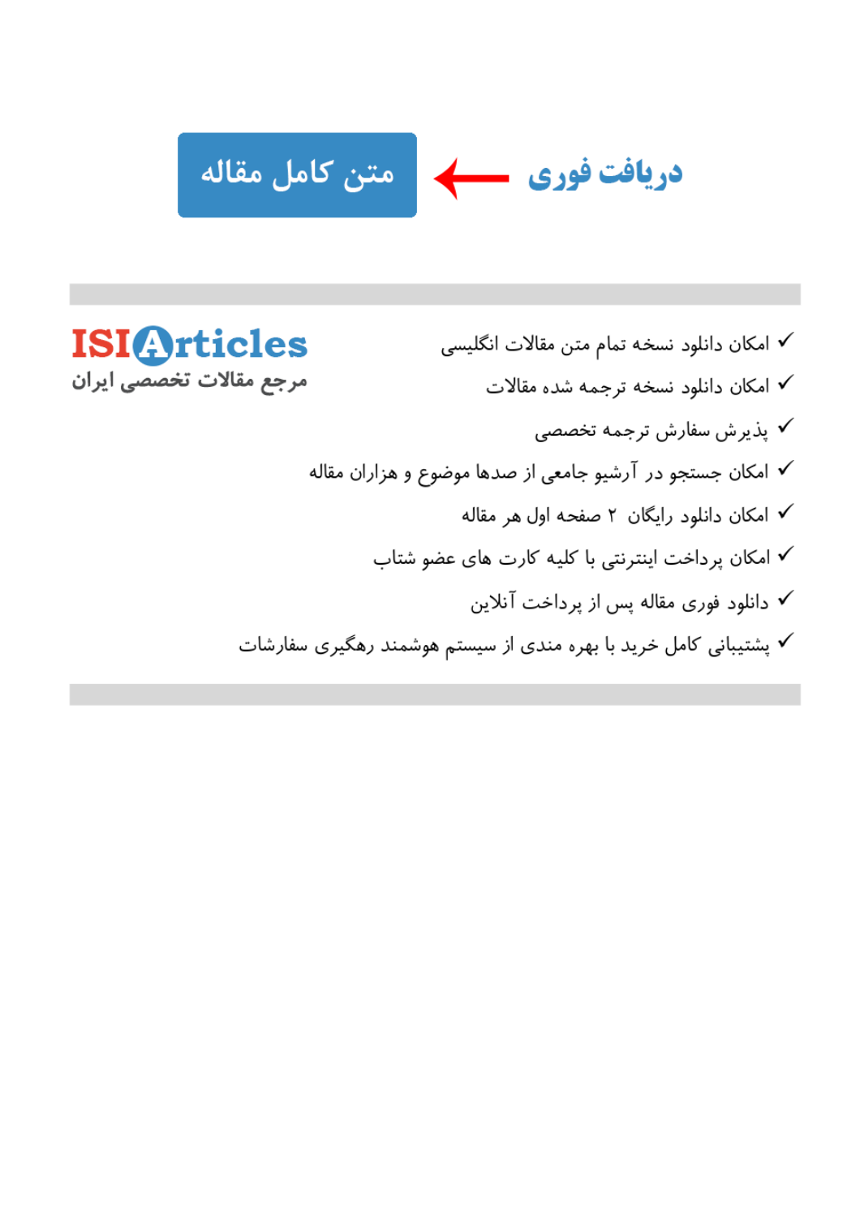دریافت فوری ← **متن کامل مقاله**

**ISIArticles**
مرجع مقالات تخصصی ایران

- ✓ امکان دانلود نسخه تمام متن مقالات انگلیسی
- ✓ امکان دانلود نسخه ترجمه شده مقالات
- ✓ پذیرش سفارش ترجمه تخصصی
- ✓ امکان جستجو در آرشیو جامعی از صدها موضوع و هزاران مقاله
- ✓ امکان دانلود رایگان ۲ صفحه اول هر مقاله
- ✓ امکان پرداخت اینترنتی با کلیه کارت های عضو شتاب
- ✓ دانلود فوری مقاله پس از پرداخت آنلاین
- ✓ پشتیبانی کامل خرید با بهره مندی از سیستم هوشمند رهگیری سفارشات